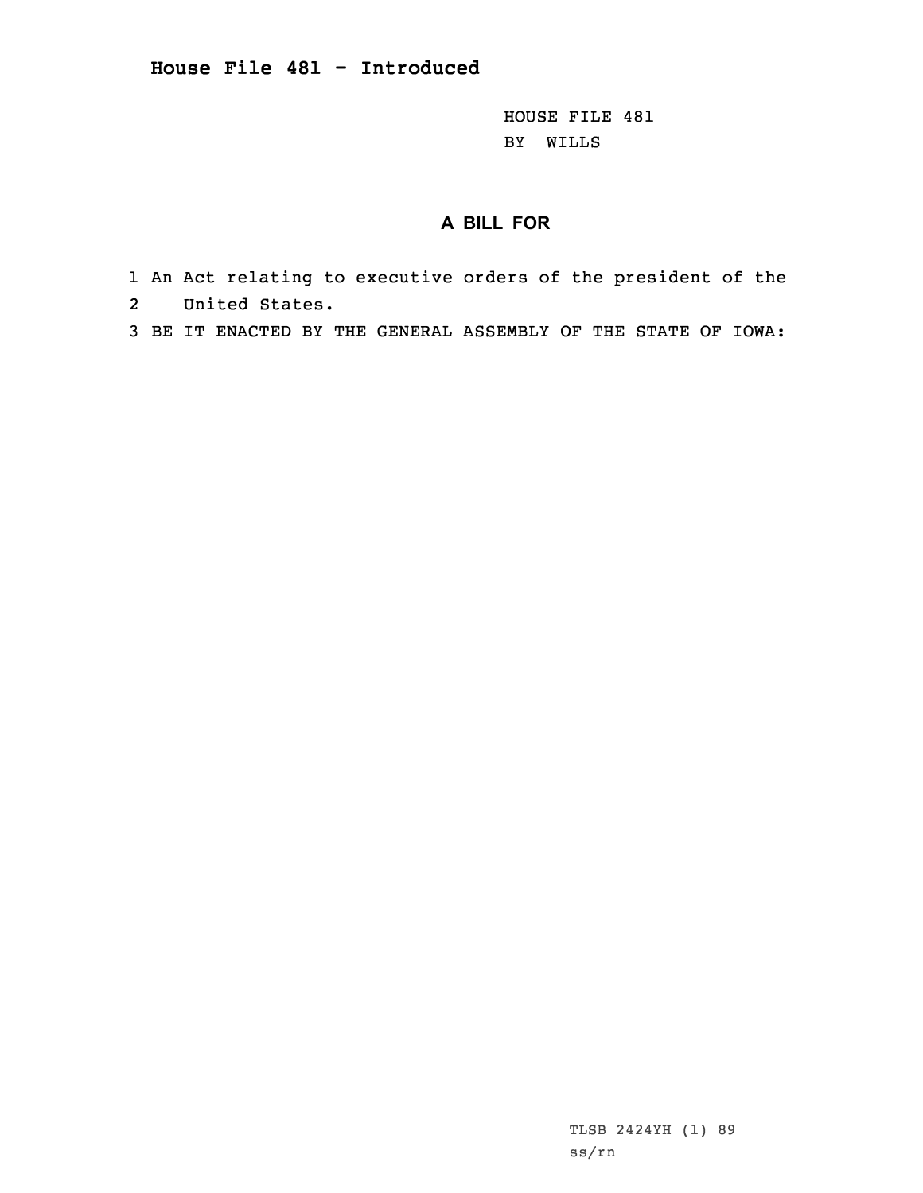# House File 481 - Introduced

HOUSE FILE 481
BY WILLS

## A BILL FOR

1 An Act relating to executive orders of the president of the
2 United States.
3 BE IT ENACTED BY THE GENERAL ASSEMBLY OF THE STATE OF IOWA:

TLSB 2424YH (1) 89
ss/rn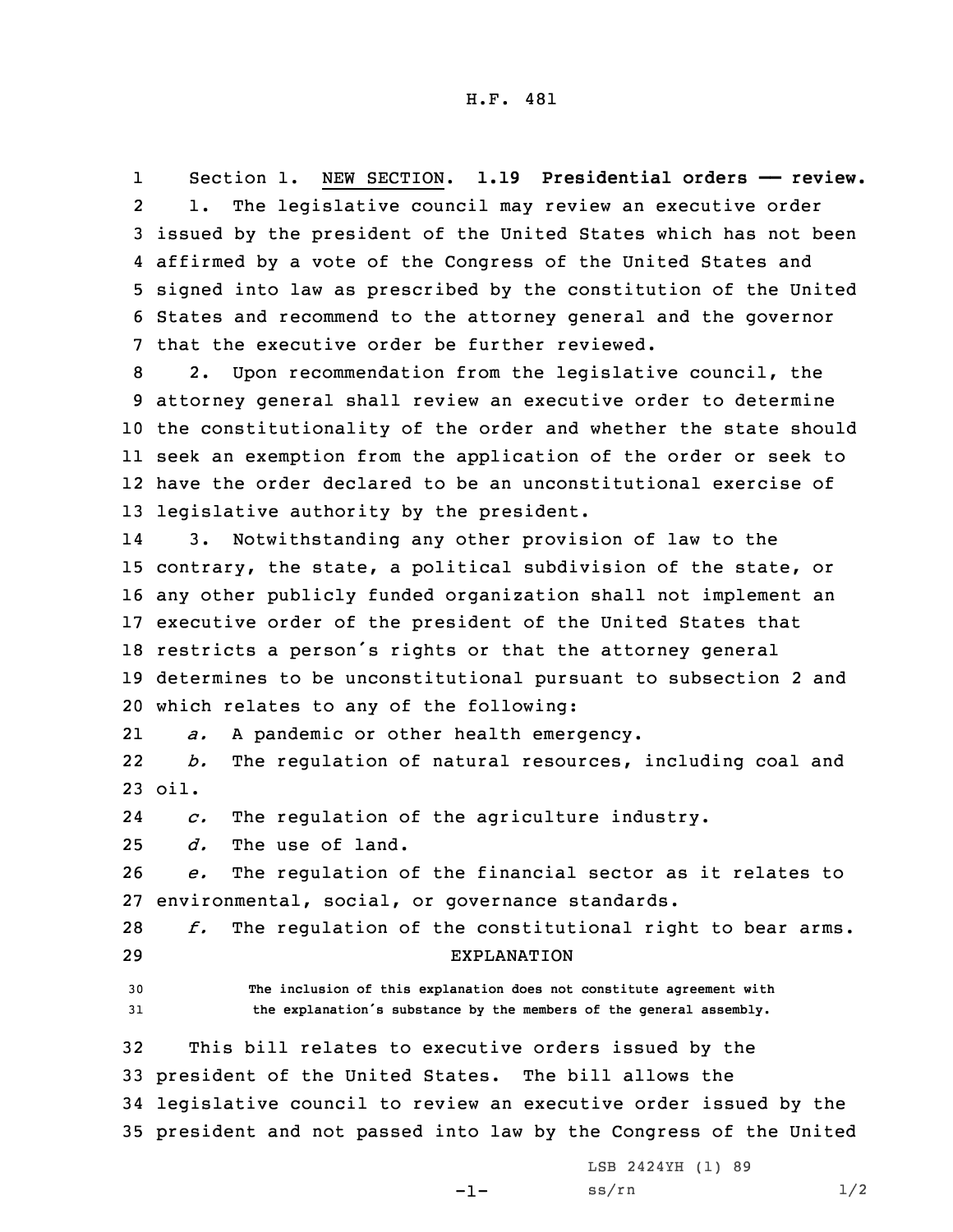H.F. 481

Section 1. NEW SECTION. **1.19 Presidential orders —— review.**

1. The legislative council may review an executive order issued by the president of the United States which has not been affirmed by a vote of the Congress of the United States and signed into law as prescribed by the constitution of the United States and recommend to the attorney general and the governor that the executive order be further reviewed.

2. Upon recommendation from the legislative council, the attorney general shall review an executive order to determine the constitutionality of the order and whether the state should seek an exemption from the application of the order or seek to have the order declared to be an unconstitutional exercise of legislative authority by the president.

3. Notwithstanding any other provision of law to the contrary, the state, a political subdivision of the state, or any other publicly funded organization shall not implement an executive order of the president of the United States that restricts a person's rights or that the attorney general determines to be unconstitutional pursuant to subsection 2 and which relates to any of the following:

*a.* A pandemic or other health emergency.

*b.* The regulation of natural resources, including coal and oil.

*c.* The regulation of the agriculture industry.

*d.* The use of land.

*e.* The regulation of the financial sector as it relates to environmental, social, or governance standards.

*f.* The regulation of the constitutional right to bear arms.

EXPLANATION

The inclusion of this explanation does not constitute agreement with the explanation's substance by the members of the general assembly.

This bill relates to executive orders issued by the president of the United States. The bill allows the legislative council to review an executive order issued by the president and not passed into law by the Congress of the United

LSB 2424YH (1) 89
ss/rn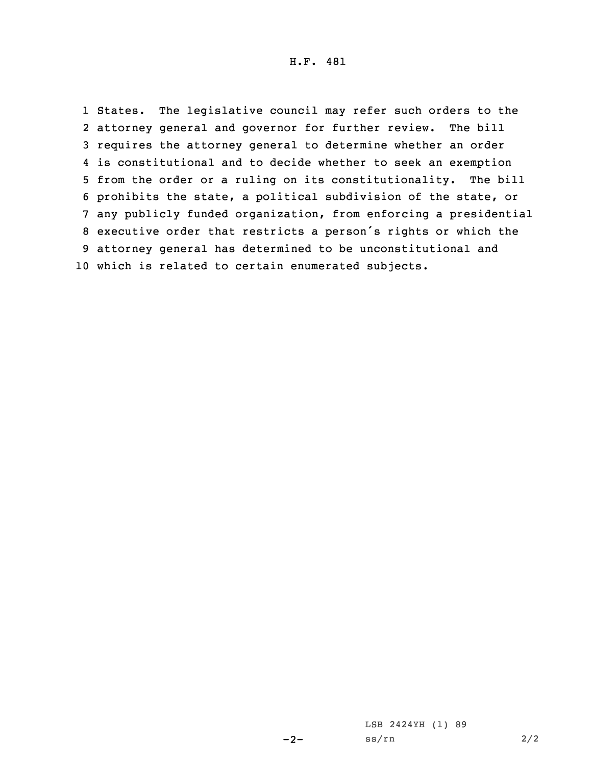States. The legislative council may refer such orders to the attorney general and governor for further review. The bill requires the attorney general to determine whether an order is constitutional and to decide whether to seek an exemption from the order or a ruling on its constitutionality. The bill prohibits the state, a political subdivision of the state, or any publicly funded organization, from enforcing a presidential executive order that restricts a person's rights or which the attorney general has determined to be unconstitutional and which is related to certain enumerated subjects.

LSB 2424YH (1) 89
ss/rn